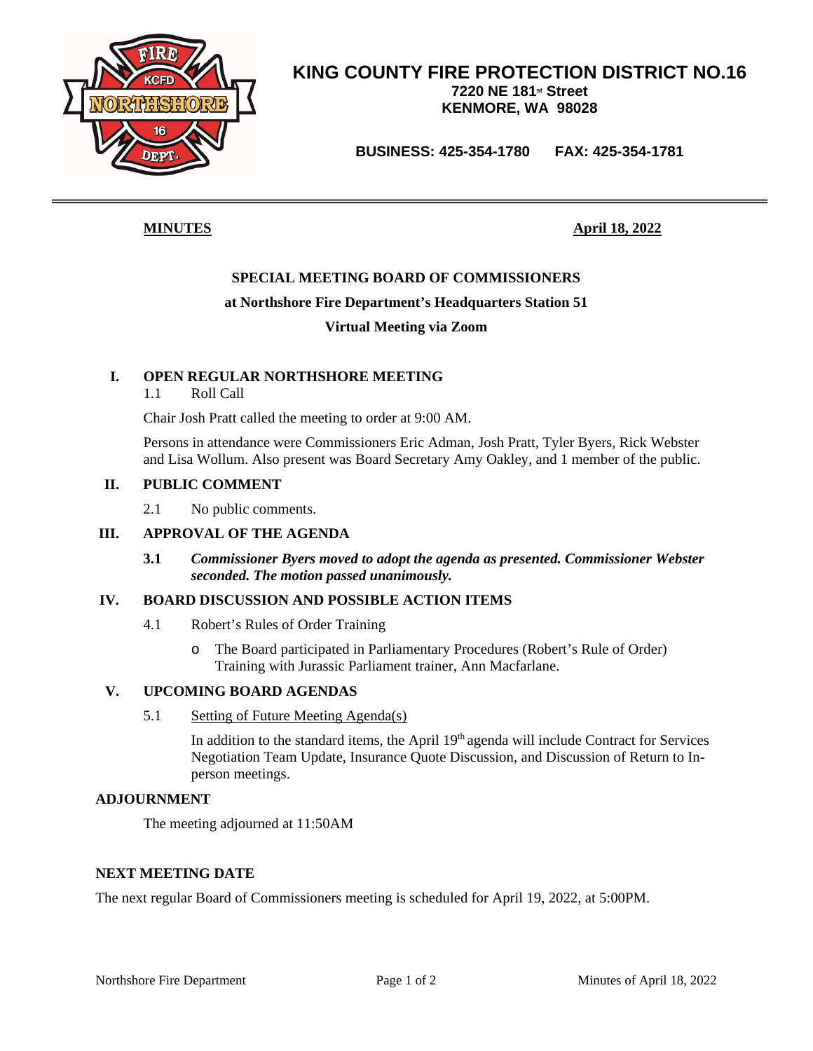# KING COUNTY FIRE PROTECTION DISTRICT NO.16

**7220 NE 181st Street**
**KENMORE, WA 98028**

**BUSINESS: 425-354-1780 FAX: 425-354-1781**

---

**MINUTES** **April 18, 2022**

**SPECIAL MEETING BOARD OF COMMISSIONERS**

**at Northshore Fire Department's Headquarters Station 51**

**Virtual Meeting via Zoom**

## I. OPEN REGULAR NORTHSHORE MEETING

1.1 Roll Call

Chair Josh Pratt called the meeting to order at 9:00 AM.

Persons in attendance were Commissioners Eric Adman, Josh Pratt, Tyler Byers, Rick Webster and Lisa Wollum. Also present was Board Secretary Amy Oakley, and 1 member of the public.

## II. PUBLIC COMMENT

2.1 No public comments.

## III. APPROVAL OF THE AGENDA

**3.1** ***Commissioner Byers moved to adopt the agenda as presented. Commissioner Webster seconded. The motion passed unanimously.***

## IV. BOARD DISCUSSION AND POSSIBLE ACTION ITEMS

4.1 Robert's Rules of Order Training

- The Board participated in Parliamentary Procedures (Robert's Rule of Order) Training with Jurassic Parliament trainer, Ann Macfarlane.

## V. UPCOMING BOARD AGENDAS

5.1 Setting of Future Meeting Agenda(s)

In addition to the standard items, the April 19th agenda will include Contract for Services Negotiation Team Update, Insurance Quote Discussion, and Discussion of Return to In-person meetings.

## ADJOURNMENT

The meeting adjourned at 11:50AM

## NEXT MEETING DATE

The next regular Board of Commissioners meeting is scheduled for April 19, 2022, at 5:00PM.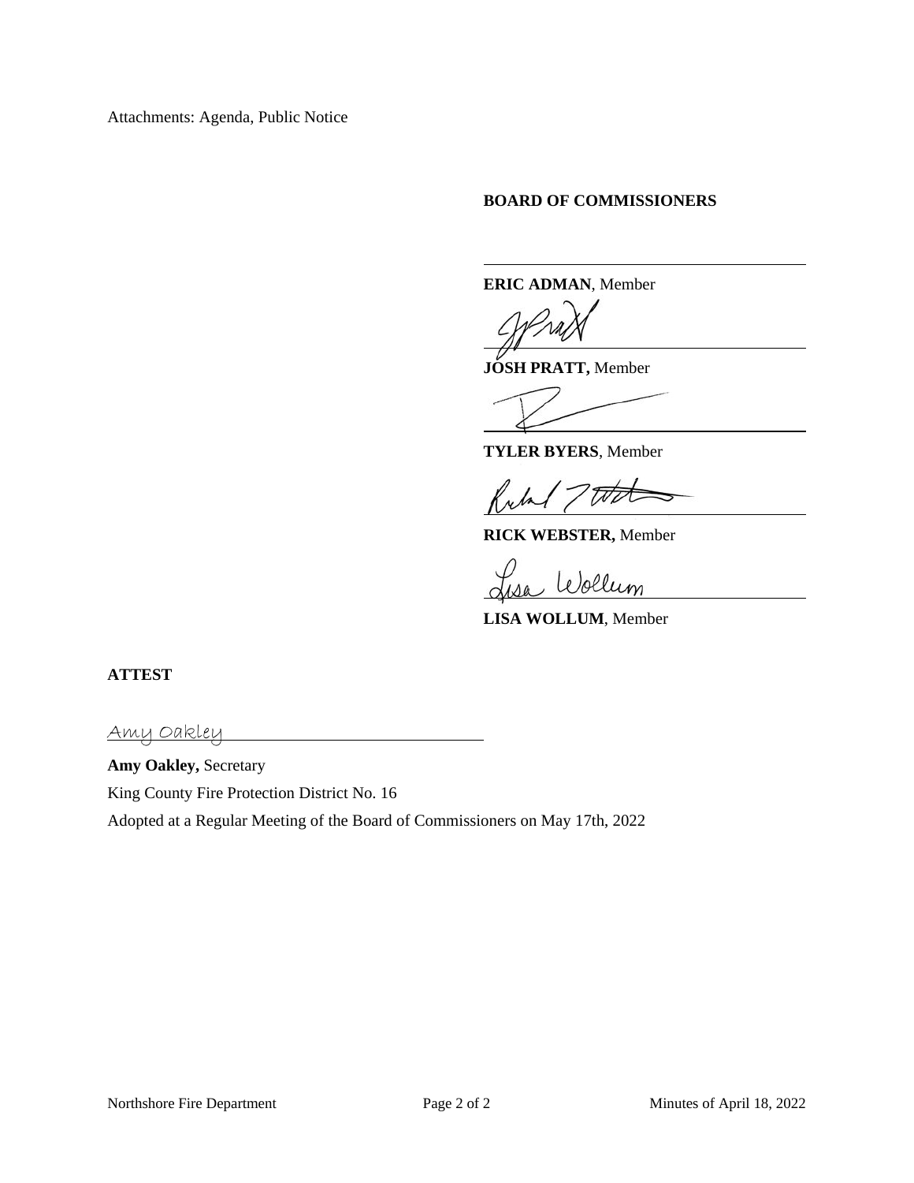Attachments: Agenda, Public Notice

**BOARD OF COMMISSIONERS**

\_\_\_\_\_\_\_\_\_\_\_\_\_\_\_\_\_\_\_\_\_\_\_\_\_\_\_\_\_\_\_\_\_\_

**ERIC ADMAN**, Member

\_\_\_\_\_\_\_\_\_\_\_\_\_\_\_\_\_\_\_\_\_\_\_\_\_\_\_\_\_\_\_\_\_\_

**JOSH PRATT,** Member

\_\_\_\_\_\_\_\_\_\_\_\_\_\_\_\_\_\_\_\_\_\_\_\_\_\_\_\_\_\_\_\_\_\_

**TYLER BYERS**, Member

\_\_\_\_\_\_\_\_\_\_\_\_\_\_\_\_\_\_\_\_\_\_\_\_\_\_\_\_\_\_\_\_\_\_

**RICK WEBSTER,** Member

Lisa Wollum

**LISA WOLLUM**, Member

**ATTEST**

Amy Oakley

**Amy Oakley,** Secretary

King County Fire Protection District No. 16

Adopted at a Regular Meeting of the Board of Commissioners on May 17th, 2022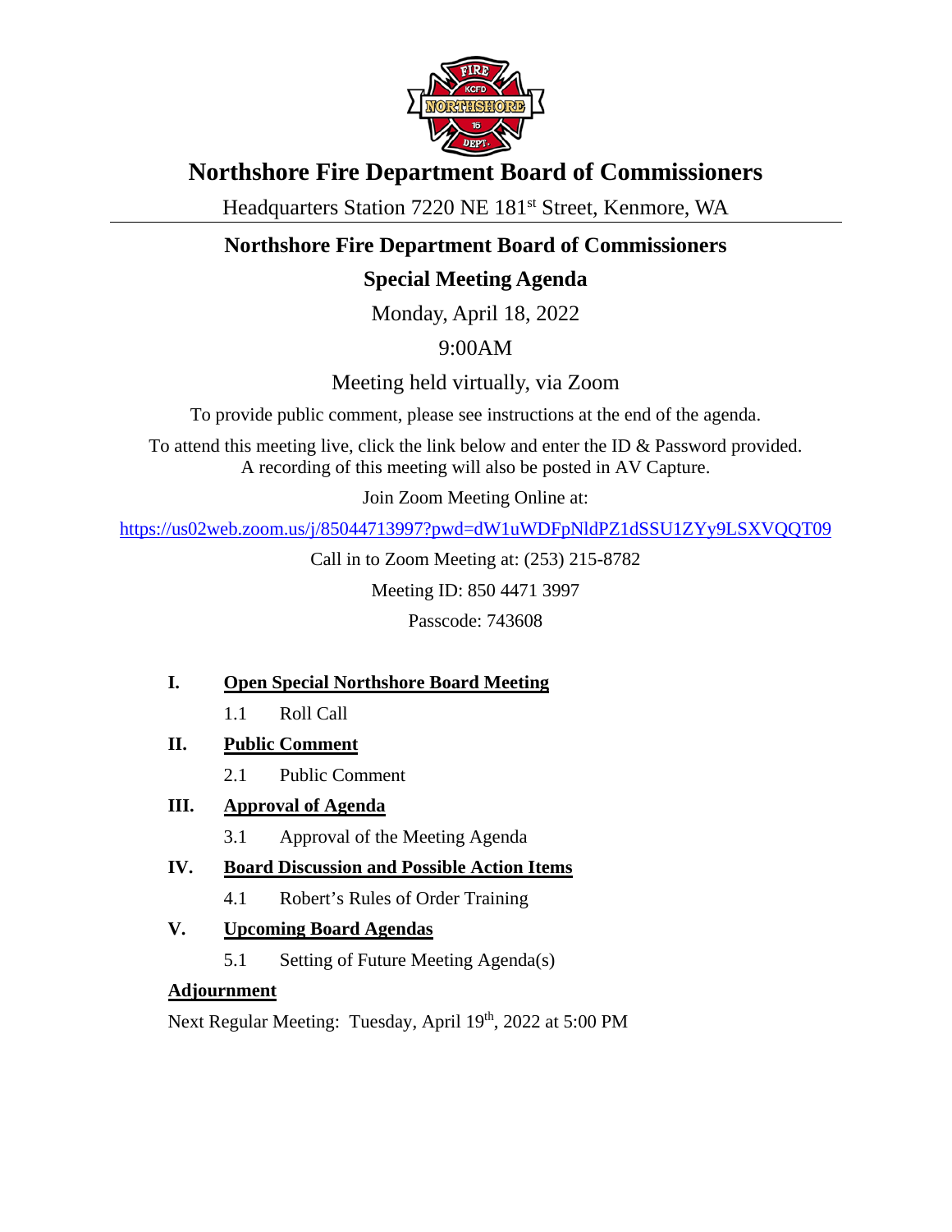# Northshore Fire Department Board of Commissioners

Headquarters Station 7220 NE 181st Street, Kenmore, WA

---

## Northshore Fire Department Board of Commissioners

## Special Meeting Agenda

Monday, April 18, 2022

9:00AM

Meeting held virtually, via Zoom

To provide public comment, please see instructions at the end of the agenda.

To attend this meeting live, click the link below and enter the ID & Password provided. A recording of this meeting will also be posted in AV Capture.

Join Zoom Meeting Online at:

https://us02web.zoom.us/j/85044713997?pwd=dW1uWDFpNldPZ1dSSU1ZYy9LSXVQQT09

Call in to Zoom Meeting at: (253) 215-8782

Meeting ID: 850 4471 3997

Passcode: 743608

**I. Open Special Northshore Board Meeting**

1.1 Roll Call

**II. Public Comment**

2.1 Public Comment

**III. Approval of Agenda**

3.1 Approval of the Meeting Agenda

**IV. Board Discussion and Possible Action Items**

4.1 Robert's Rules of Order Training

**V. Upcoming Board Agendas**

5.1 Setting of Future Meeting Agenda(s)

**Adjournment**

Next Regular Meeting: Tuesday, April 19th, 2022 at 5:00 PM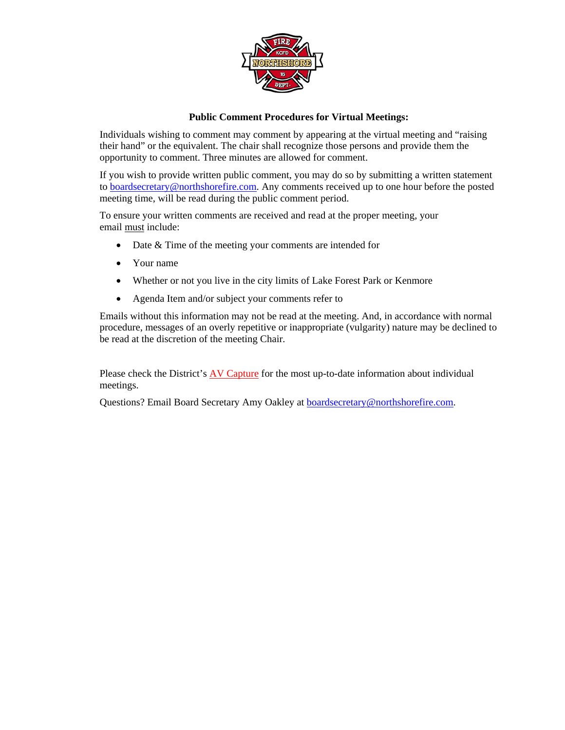**Public Comment Procedures for Virtual Meetings:**

Individuals wishing to comment may comment by appearing at the virtual meeting and "raising their hand" or the equivalent. The chair shall recognize those persons and provide them the opportunity to comment. Three minutes are allowed for comment.

If you wish to provide written public comment, you may do so by submitting a written statement to boardsecretary@northshorefire.com. Any comments received up to one hour before the posted meeting time, will be read during the public comment period.

To ensure your written comments are received and read at the proper meeting, your email must include:

- Date & Time of the meeting your comments are intended for
- Your name
- Whether or not you live in the city limits of Lake Forest Park or Kenmore
- Agenda Item and/or subject your comments refer to

Emails without this information may not be read at the meeting. And, in accordance with normal procedure, messages of an overly repetitive or inappropriate (vulgarity) nature may be declined to be read at the discretion of the meeting Chair.

Please check the District's AV Capture for the most up-to-date information about individual meetings.

Questions? Email Board Secretary Amy Oakley at boardsecretary@northshorefire.com.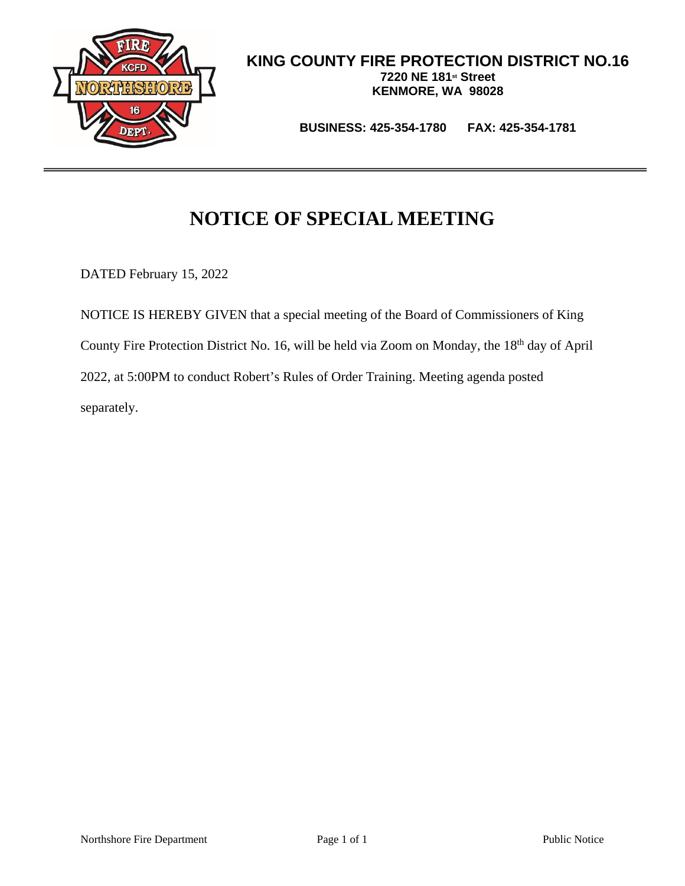**KING COUNTY FIRE PROTECTION DISTRICT NO.16**
**7220 NE 181st Street**
**KENMORE, WA 98028**

**BUSINESS: 425-354-1780 FAX: 425-354-1781**

---

# NOTICE OF SPECIAL MEETING

DATED February 15, 2022

NOTICE IS HEREBY GIVEN that a special meeting of the Board of Commissioners of King County Fire Protection District No. 16, will be held via Zoom on Monday, the 18th day of April 2022, at 5:00PM to conduct Robert's Rules of Order Training. Meeting agenda posted separately.